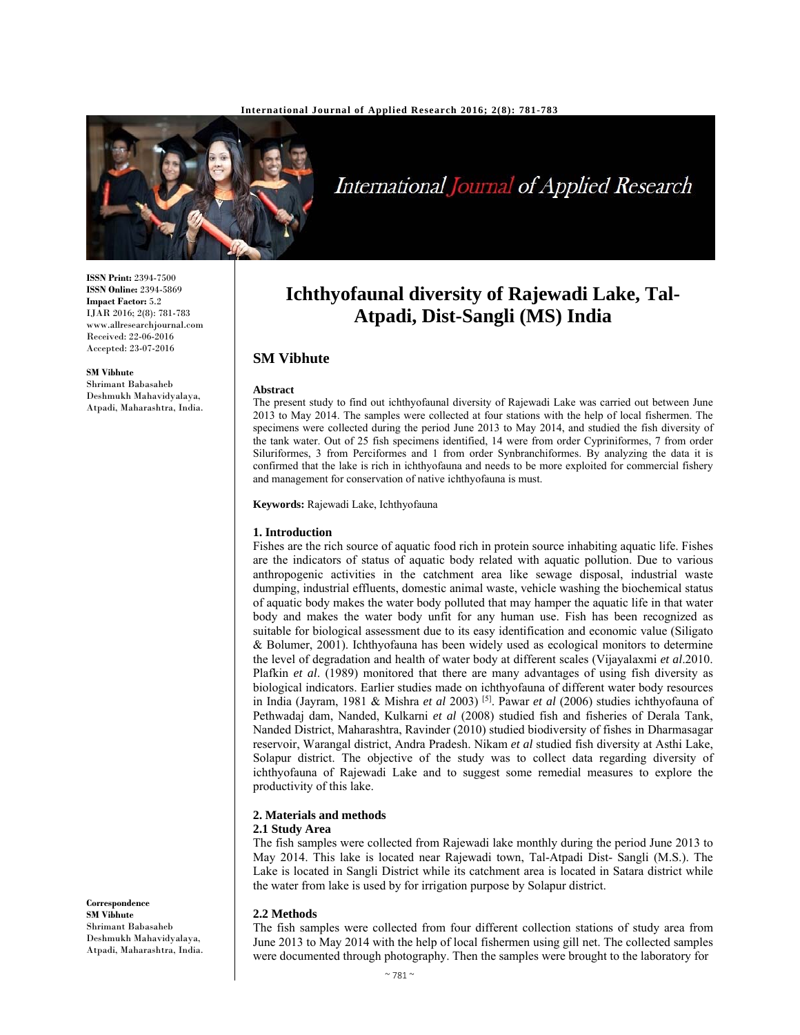**ISSN Print:** 2394-7500
**ISSN Online:** 2394-5869
**Impact Factor:** 5.2
IJAR 2016; 2(8): 781-783
www.allresearchjournal.com
Received: 22-06-2016
Accepted: 23-07-2016

**SM Vibhute**
Shrimant Babasaheb Deshmukh Mahavidyalaya, Atpadi, Maharashtra, India.

**Correspondence**
**SM Vibhute**
Shrimant Babasaheb Deshmukh Mahavidyalaya, Atpadi, Maharashtra, India.

# Ichthyofaunal diversity of Rajewadi Lake, Tal-Atpadi, Dist-Sangli (MS) India

## SM Vibhute

### Abstract

The present study to find out ichthyofaunal diversity of Rajewadi Lake was carried out between June 2013 to May 2014. The samples were collected at four stations with the help of local fishermen. The specimens were collected during the period June 2013 to May 2014, and studied the fish diversity of the tank water. Out of 25 fish specimens identified, 14 were from order Cypriniformes, 7 from order Siluriformes, 3 from Perciformes and 1 from order Synbranchiformes. By analyzing the data it is confirmed that the lake is rich in ichthyofauna and needs to be more exploited for commercial fishery and management for conservation of native ichthyofauna is must.

**Keywords:** Rajewadi Lake, Ichthyofauna

### 1. Introduction

Fishes are the rich source of aquatic food rich in protein source inhabiting aquatic life. Fishes are the indicators of status of aquatic body related with aquatic pollution. Due to various anthropogenic activities in the catchment area like sewage disposal, industrial waste dumping, industrial effluents, domestic animal waste, vehicle washing the biochemical status of aquatic body makes the water body polluted that may hamper the aquatic life in that water body and makes the water body unfit for any human use. Fish has been recognized as suitable for biological assessment due to its easy identification and economic value (Siligato & Bolumer, 2001). Ichthyofauna has been widely used as ecological monitors to determine the level of degradation and health of water body at different scales (Vijayalaxmi *et al*.2010. Plafkin *et al*. (1989) monitored that there are many advantages of using fish diversity as biological indicators. Earlier studies made on ichthyofauna of different water body resources in India (Jayram, 1981 & Mishra *et al* 2003) [5]. Pawar *et al* (2006) studies ichthyofauna of Pethwadaj dam, Nanded, Kulkarni *et al* (2008) studied fish and fisheries of Derala Tank, Nanded District, Maharashtra, Ravinder (2010) studied biodiversity of fishes in Dharmasagar reservoir, Warangal district, Andra Pradesh. Nikam *et al* studied fish diversity at Asthi Lake, Solapur district. The objective of the study was to collect data regarding diversity of ichthyofauna of Rajewadi Lake and to suggest some remedial measures to explore the productivity of this lake.

### 2. Materials and methods

#### 2.1 Study Area

The fish samples were collected from Rajewadi lake monthly during the period June 2013 to May 2014. This lake is located near Rajewadi town, Tal-Atpadi Dist- Sangli (M.S.). The Lake is located in Sangli District while its catchment area is located in Satara district while the water from lake is used by for irrigation purpose by Solapur district.

#### 2.2 Methods

The fish samples were collected from four different collection stations of study area from June 2013 to May 2014 with the help of local fishermen using gill net. The collected samples were documented through photography. Then the samples were brought to the laboratory for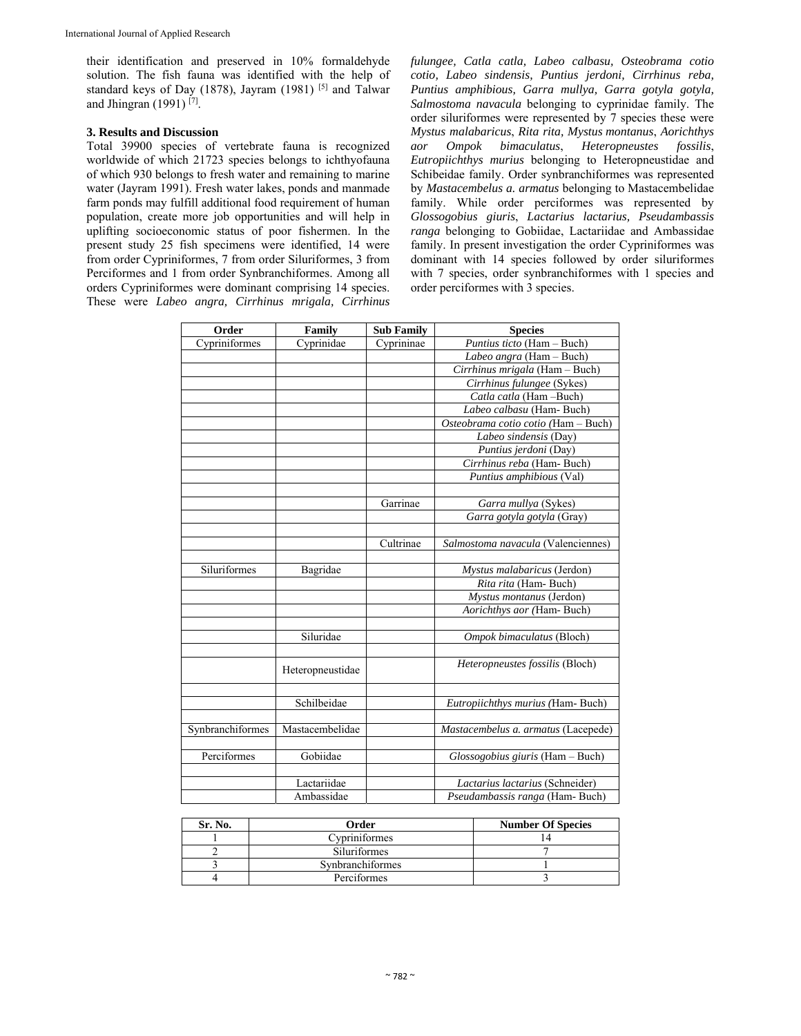their identification and preserved in 10% formaldehyde solution. The fish fauna was identified with the help of standard keys of Day (1878), Jayram (1981) [5] and Talwar and Jhingran (1991) [7].

## 3. Results and Discussion

Total 39900 species of vertebrate fauna is recognized worldwide of which 21723 species belongs to ichthyofauna of which 930 belongs to fresh water and remaining to marine water (Jayram 1991). Fresh water lakes, ponds and manmade farm ponds may fulfill additional food requirement of human population, create more job opportunities and will help in uplifting socioeconomic status of poor fishermen. In the present study 25 fish specimens were identified, 14 were from order Cypriniformes, 7 from order Siluriformes, 3 from Perciformes and 1 from order Synbranchiformes. Among all orders Cypriniformes were dominant comprising 14 species. These were *Labeo angra, Cirrhinus mrigala, Cirrhinus fulungee, Catla catla, Labeo calbasu, Osteobrama cotio cotio, Labeo sindensis, Puntius jerdoni, Cirrhinus reba, Puntius amphibious, Garra mullya, Garra gotyla gotyla, Salmostoma navacula* belonging to cyprinidae family. The order siluriformes were represented by 7 species these were *Mystus malabaricus*, *Rita rita*, *Mystus montanus*, *Aorichthys aor Ompok bimaculatus*, *Heteropneustes fossilis*, *Eutropiichthys murius* belonging to Heteropneustidae and Schibeidae family. Order synbranchiformes was represented by *Mastacembelus a. armatus* belonging to Mastacembelidae family. While order perciformes was represented by *Glossogobius giuris*, *Lactarius lactarius, Pseudambassis ranga* belonging to Gobiidae, Lactariidae and Ambassidae family. In present investigation the order Cypriniformes was dominant with 14 species followed by order siluriformes with 7 species, order synbranchiformes with 1 species and order perciformes with 3 species.

| Order | Family | Sub Family | Species |
|---|---|---|---|
| Cypriniformes | Cyprinidae | Cyprininae | *Puntius ticto* (Ham – Buch) |
| | | | *Labeo angra* (Ham – Buch) |
| | | | *Cirrhinus mrigala* (Ham – Buch) |
| | | | *Cirrhinus fulungee* (Sykes) |
| | | | *Catla catla* (Ham –Buch) |
| | | | *Labeo calbasu* (Ham- Buch) |
| | | | *Osteobrama cotio cotio (*Ham – Buch) |
| | | | *Labeo sindensis* (Day) |
| | | | *Puntius jerdoni* (Day) |
| | | | *Cirrhinus reba* (Ham- Buch) |
| | | | *Puntius amphibious* (Val) |
| | | | |
| | | Garrinae | *Garra mullya* (Sykes) |
| | | | *Garra gotyla gotyla* (Gray) |
| | | | |
| | | Cultrinae | *Salmostoma navacula* (Valenciennes) |
| | | | |
| Siluriformes | Bagridae | | *Mystus malabaricus* (Jerdon) |
| | | | *Rita rita* (Ham- Buch) |
| | | | *Mystus montanus* (Jerdon) |
| | | | *Aorichthys aor (*Ham- Buch) |
| | | | |
| | Siluridae | | *Ompok bimaculatus* (Bloch) |
| | | | |
| | Heteropneustidae | | *Heteropneustes fossilis* (Bloch) |
| | | | |
| | Schilbeidae | | *Eutropiichthys murius (*Ham- Buch) |
| | | | |
| Synbranchiformes | Mastacembelidae | | *Mastacembelus a. armatus* (Lacepede) |
| | | | |
| Perciformes | Gobiidae | | *Glossogobius giuris* (Ham – Buch) |
| | | | |
| | Lactariidae | | *Lactarius lactarius* (Schneider) |
| | Ambassidae | | *Pseudambassis ranga* (Ham- Buch) |

| Sr. No. | Order | Number Of Species |
|---|---|---|
| 1 | Cypriniformes | 14 |
| 2 | Siluriformes | 7 |
| 3 | Synbranchiformes | 1 |
| 4 | Perciformes | 3 |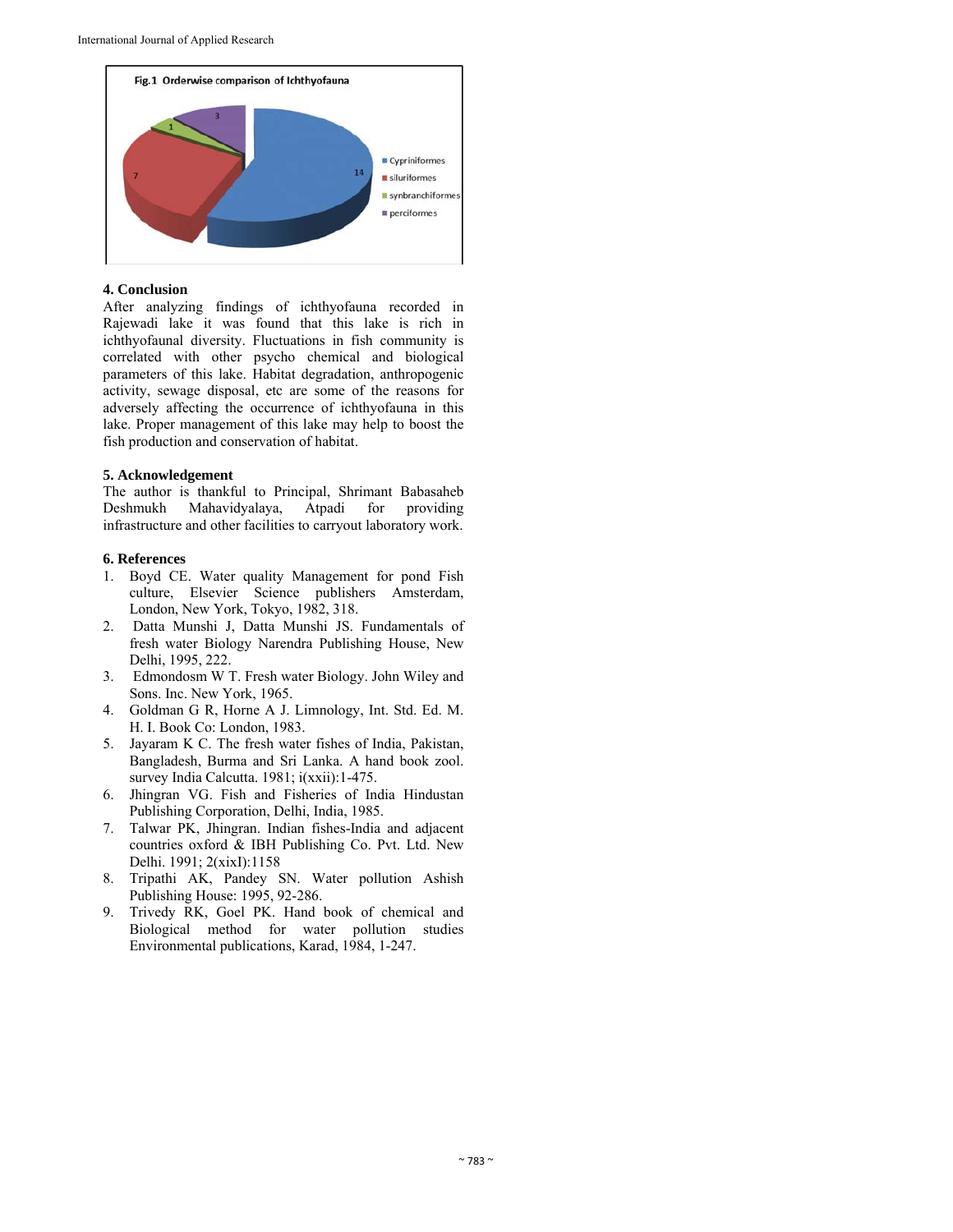Fig.1 Orderwise comparison of Ichthyofauna

3

1

7

14

Cypriniformes

siluriformes

synbranchiformes

perciformes

## 4. Conclusion

After analyzing findings of ichthyofauna recorded in Rajewadi lake it was found that this lake is rich in ichthyofaunal diversity. Fluctuations in fish community is correlated with other psycho chemical and biological parameters of this lake. Habitat degradation, anthropogenic activity, sewage disposal, etc are some of the reasons for adversely affecting the occurrence of ichthyofauna in this lake. Proper management of this lake may help to boost the fish production and conservation of habitat.

## 5. Acknowledgement

The author is thankful to Principal, Shrimant Babasaheb Deshmukh Mahavidyalaya, Atpadi for providing infrastructure and other facilities to carryout laboratory work.

## 6. References

1. Boyd CE. Water quality Management for pond Fish culture, Elsevier Science publishers Amsterdam, London, New York, Tokyo, 1982, 318.
2. Datta Munshi J, Datta Munshi JS. Fundamentals of fresh water Biology Narendra Publishing House, New Delhi, 1995, 222.
3. Edmondosm W T. Fresh water Biology. John Wiley and Sons. Inc. New York, 1965.
4. Goldman G R, Horne A J. Limnology, Int. Std. Ed. M. H. I. Book Co: London, 1983.
5. Jayaram K C. The fresh water fishes of India, Pakistan, Bangladesh, Burma and Sri Lanka. A hand book zool. survey India Calcutta. 1981; i(xxii):1-475.
6. Jhingran VG. Fish and Fisheries of India Hindustan Publishing Corporation, Delhi, India, 1985.
7. Talwar PK, Jhingran. Indian fishes-India and adjacent countries oxford & IBH Publishing Co. Pvt. Ltd. New Delhi. 1991; 2(xixI):1158
8. Tripathi AK, Pandey SN. Water pollution Ashish Publishing House: 1995, 92-286.
9. Trivedy RK, Goel PK. Hand book of chemical and Biological method for water pollution studies Environmental publications, Karad, 1984, 1-247.